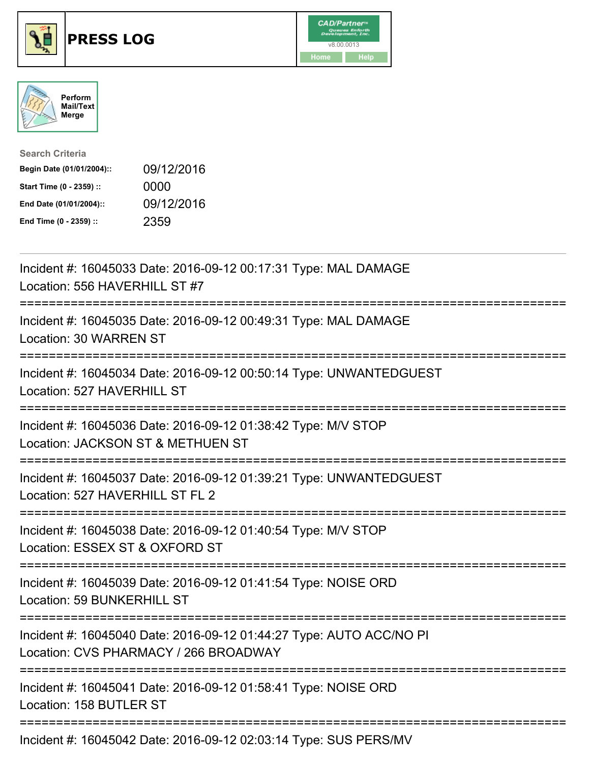# PRESS LOG

Perform Mail/Text Merge

**Search Criteria**

| | |
|---|---|
| **Begin Date (01/01/2004)::** | 09/12/2016 |
| **Start Time (0 - 2359) ::** | 0000 |
| **End Date (01/01/2004)::** | 09/12/2016 |
| **End Time (0 - 2359) ::** | 2359 |

Incident #: 16045033 Date: 2016-09-12 00:17:31 Type: MAL DAMAGE
Location: 556 HAVERHILL ST #7

===========================================================================

Incident #: 16045035 Date: 2016-09-12 00:49:31 Type: MAL DAMAGE
Location: 30 WARREN ST

===========================================================================

Incident #: 16045034 Date: 2016-09-12 00:50:14 Type: UNWANTEDGUEST
Location: 527 HAVERHILL ST

===========================================================================

Incident #: 16045036 Date: 2016-09-12 01:38:42 Type: M/V STOP
Location: JACKSON ST & METHUEN ST

===========================================================================

Incident #: 16045037 Date: 2016-09-12 01:39:21 Type: UNWANTEDGUEST
Location: 527 HAVERHILL ST FL 2

===========================================================================

Incident #: 16045038 Date: 2016-09-12 01:40:54 Type: M/V STOP
Location: ESSEX ST & OXFORD ST

===========================================================================

Incident #: 16045039 Date: 2016-09-12 01:41:54 Type: NOISE ORD
Location: 59 BUNKERHILL ST

===========================================================================

Incident #: 16045040 Date: 2016-09-12 01:44:27 Type: AUTO ACC/NO PI
Location: CVS PHARMACY / 266 BROADWAY

===========================================================================

Incident #: 16045041 Date: 2016-09-12 01:58:41 Type: NOISE ORD
Location: 158 BUTLER ST

===========================================================================

Incident #: 16045042 Date: 2016-09-12 02:03:14 Type: SUS PERS/MV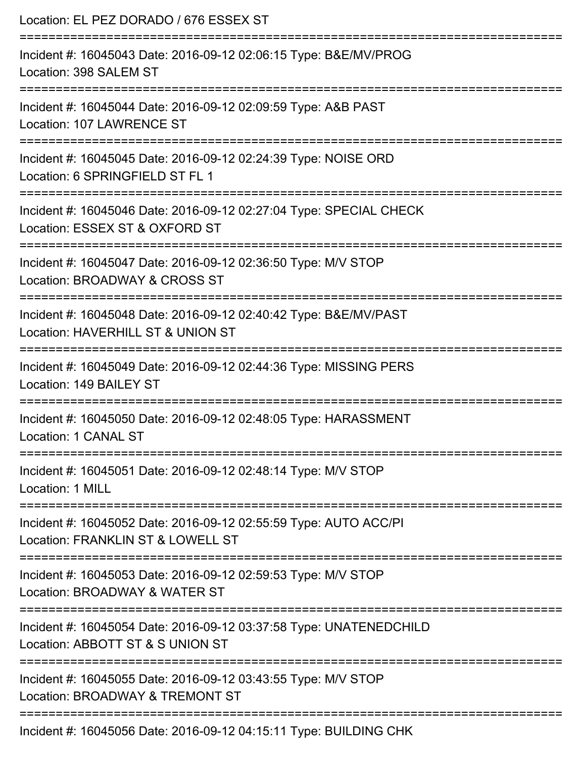Location: EL PEZ DORADO / 676 ESSEX ST

===========================================================================

Incident #: 16045043 Date: 2016-09-12 02:06:15 Type: B&E/MV/PROG
Location: 398 SALEM ST

===========================================================================

Incident #: 16045044 Date: 2016-09-12 02:09:59 Type: A&B PAST
Location: 107 LAWRENCE ST

===========================================================================

Incident #: 16045045 Date: 2016-09-12 02:24:39 Type: NOISE ORD
Location: 6 SPRINGFIELD ST FL 1

===========================================================================

Incident #: 16045046 Date: 2016-09-12 02:27:04 Type: SPECIAL CHECK
Location: ESSEX ST & OXFORD ST

===========================================================================

Incident #: 16045047 Date: 2016-09-12 02:36:50 Type: M/V STOP
Location: BROADWAY & CROSS ST

===========================================================================

Incident #: 16045048 Date: 2016-09-12 02:40:42 Type: B&E/MV/PAST
Location: HAVERHILL ST & UNION ST

===========================================================================

Incident #: 16045049 Date: 2016-09-12 02:44:36 Type: MISSING PERS
Location: 149 BAILEY ST

===========================================================================

Incident #: 16045050 Date: 2016-09-12 02:48:05 Type: HARASSMENT
Location: 1 CANAL ST

===========================================================================

Incident #: 16045051 Date: 2016-09-12 02:48:14 Type: M/V STOP
Location: 1 MILL

===========================================================================

Incident #: 16045052 Date: 2016-09-12 02:55:59 Type: AUTO ACC/PI
Location: FRANKLIN ST & LOWELL ST

===========================================================================

Incident #: 16045053 Date: 2016-09-12 02:59:53 Type: M/V STOP
Location: BROADWAY & WATER ST

===========================================================================

Incident #: 16045054 Date: 2016-09-12 03:37:58 Type: UNATENEDCHILD
Location: ABBOTT ST & S UNION ST

===========================================================================

Incident #: 16045055 Date: 2016-09-12 03:43:55 Type: M/V STOP
Location: BROADWAY & TREMONT ST

===========================================================================

Incident #: 16045056 Date: 2016-09-12 04:15:11 Type: BUILDING CHK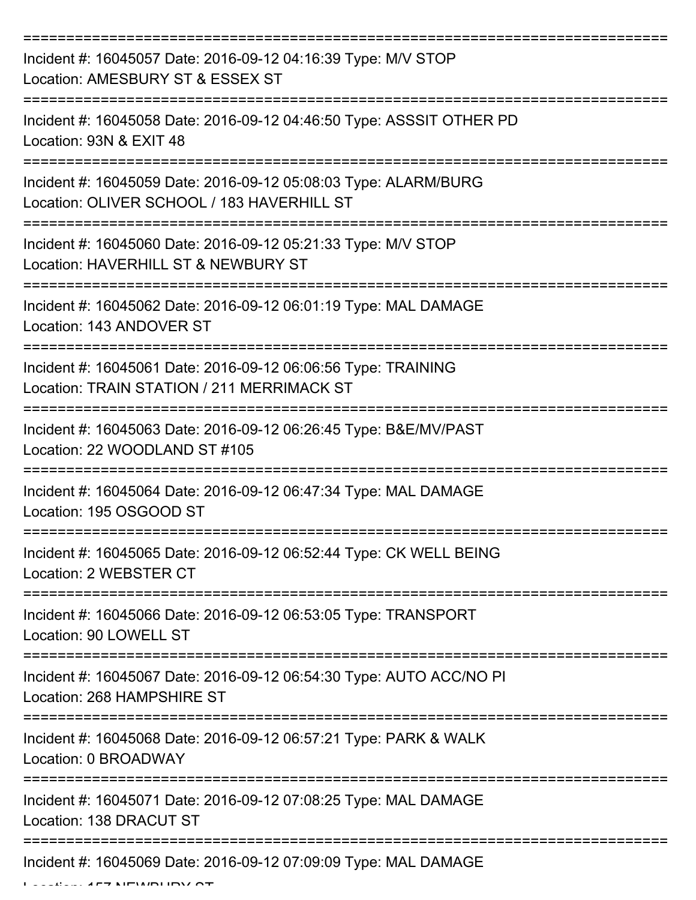===========================================================================

Incident #: 16045057 Date: 2016-09-12 04:16:39 Type: M/V STOP
Location: AMESBURY ST & ESSEX ST

===========================================================================

Incident #: 16045058 Date: 2016-09-12 04:46:50 Type: ASSSIT OTHER PD
Location: 93N & EXIT 48

===========================================================================

Incident #: 16045059 Date: 2016-09-12 05:08:03 Type: ALARM/BURG
Location: OLIVER SCHOOL / 183 HAVERHILL ST

===========================================================================

Incident #: 16045060 Date: 2016-09-12 05:21:33 Type: M/V STOP
Location: HAVERHILL ST & NEWBURY ST

===========================================================================

Incident #: 16045062 Date: 2016-09-12 06:01:19 Type: MAL DAMAGE
Location: 143 ANDOVER ST

===========================================================================

Incident #: 16045061 Date: 2016-09-12 06:06:56 Type: TRAINING
Location: TRAIN STATION / 211 MERRIMACK ST

===========================================================================

Incident #: 16045063 Date: 2016-09-12 06:26:45 Type: B&E/MV/PAST
Location: 22 WOODLAND ST #105

===========================================================================

Incident #: 16045064 Date: 2016-09-12 06:47:34 Type: MAL DAMAGE
Location: 195 OSGOOD ST

===========================================================================

Incident #: 16045065 Date: 2016-09-12 06:52:44 Type: CK WELL BEING
Location: 2 WEBSTER CT

===========================================================================

Incident #: 16045066 Date: 2016-09-12 06:53:05 Type: TRANSPORT
Location: 90 LOWELL ST

===========================================================================

Incident #: 16045067 Date: 2016-09-12 06:54:30 Type: AUTO ACC/NO PI
Location: 268 HAMPSHIRE ST

===========================================================================

Incident #: 16045068 Date: 2016-09-12 06:57:21 Type: PARK & WALK
Location: 0 BROADWAY

===========================================================================

Incident #: 16045071 Date: 2016-09-12 07:08:25 Type: MAL DAMAGE
Location: 138 DRACUT ST

===========================================================================

Incident #: 16045069 Date: 2016-09-12 07:09:09 Type: MAL DAMAGE
Location: 157 NEWBURY ST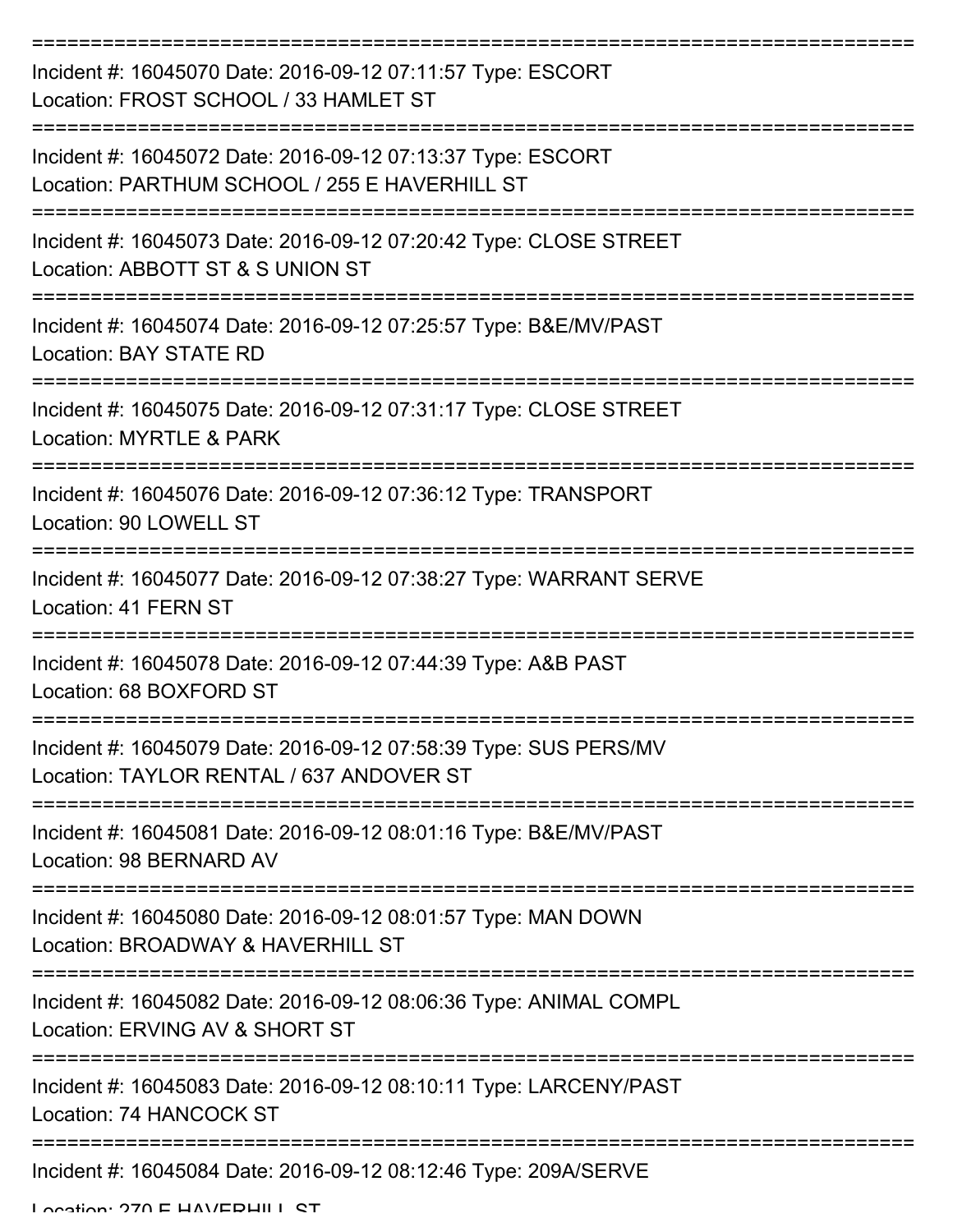===========================================================================

Incident #: 16045070 Date: 2016-09-12 07:11:57 Type: ESCORT
Location: FROST SCHOOL / 33 HAMLET ST

===========================================================================

Incident #: 16045072 Date: 2016-09-12 07:13:37 Type: ESCORT
Location: PARTHUM SCHOOL / 255 E HAVERHILL ST

===========================================================================

Incident #: 16045073 Date: 2016-09-12 07:20:42 Type: CLOSE STREET
Location: ABBOTT ST & S UNION ST

===========================================================================

Incident #: 16045074 Date: 2016-09-12 07:25:57 Type: B&E/MV/PAST
Location: BAY STATE RD

===========================================================================

Incident #: 16045075 Date: 2016-09-12 07:31:17 Type: CLOSE STREET
Location: MYRTLE & PARK

===========================================================================

Incident #: 16045076 Date: 2016-09-12 07:36:12 Type: TRANSPORT
Location: 90 LOWELL ST

===========================================================================

Incident #: 16045077 Date: 2016-09-12 07:38:27 Type: WARRANT SERVE
Location: 41 FERN ST

===========================================================================

Incident #: 16045078 Date: 2016-09-12 07:44:39 Type: A&B PAST
Location: 68 BOXFORD ST

===========================================================================

Incident #: 16045079 Date: 2016-09-12 07:58:39 Type: SUS PERS/MV
Location: TAYLOR RENTAL / 637 ANDOVER ST

===========================================================================

Incident #: 16045081 Date: 2016-09-12 08:01:16 Type: B&E/MV/PAST
Location: 98 BERNARD AV

===========================================================================

Incident #: 16045080 Date: 2016-09-12 08:01:57 Type: MAN DOWN
Location: BROADWAY & HAVERHILL ST

===========================================================================

Incident #: 16045082 Date: 2016-09-12 08:06:36 Type: ANIMAL COMPL
Location: ERVING AV & SHORT ST

===========================================================================

Incident #: 16045083 Date: 2016-09-12 08:10:11 Type: LARCENY/PAST
Location: 74 HANCOCK ST

===========================================================================

Incident #: 16045084 Date: 2016-09-12 08:12:46 Type: 209A/SERVE
Location: 270 E HAVERHILL ST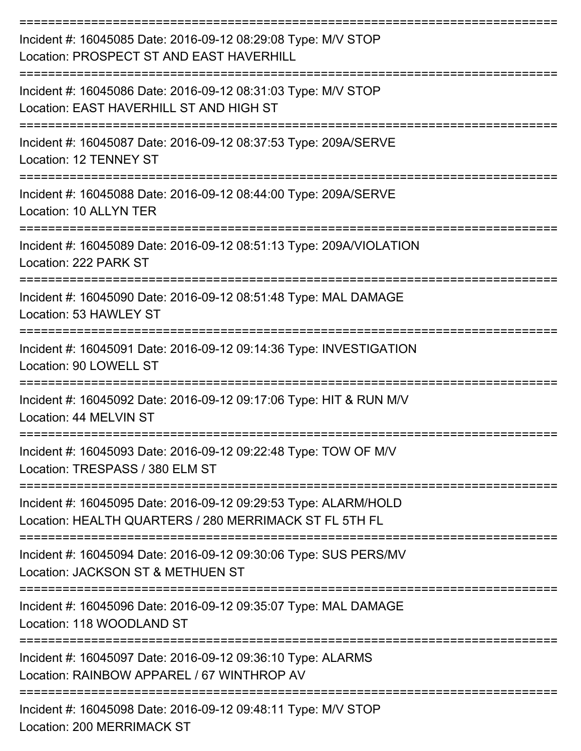===========================================================================

Incident #: 16045085 Date: 2016-09-12 08:29:08 Type: M/V STOP
Location: PROSPECT ST AND EAST HAVERHILL

===========================================================================

Incident #: 16045086 Date: 2016-09-12 08:31:03 Type: M/V STOP
Location: EAST HAVERHILL ST AND HIGH ST

===========================================================================

Incident #: 16045087 Date: 2016-09-12 08:37:53 Type: 209A/SERVE
Location: 12 TENNEY ST

===========================================================================

Incident #: 16045088 Date: 2016-09-12 08:44:00 Type: 209A/SERVE
Location: 10 ALLYN TER

===========================================================================

Incident #: 16045089 Date: 2016-09-12 08:51:13 Type: 209A/VIOLATION
Location: 222 PARK ST

===========================================================================

Incident #: 16045090 Date: 2016-09-12 08:51:48 Type: MAL DAMAGE
Location: 53 HAWLEY ST

===========================================================================

Incident #: 16045091 Date: 2016-09-12 09:14:36 Type: INVESTIGATION
Location: 90 LOWELL ST

===========================================================================

Incident #: 16045092 Date: 2016-09-12 09:17:06 Type: HIT & RUN M/V
Location: 44 MELVIN ST

===========================================================================

Incident #: 16045093 Date: 2016-09-12 09:22:48 Type: TOW OF M/V
Location: TRESPASS / 380 ELM ST

===========================================================================

Incident #: 16045095 Date: 2016-09-12 09:29:53 Type: ALARM/HOLD
Location: HEALTH QUARTERS / 280 MERRIMACK ST FL 5TH FL

===========================================================================

Incident #: 16045094 Date: 2016-09-12 09:30:06 Type: SUS PERS/MV
Location: JACKSON ST & METHUEN ST

===========================================================================

Incident #: 16045096 Date: 2016-09-12 09:35:07 Type: MAL DAMAGE
Location: 118 WOODLAND ST

===========================================================================

Incident #: 16045097 Date: 2016-09-12 09:36:10 Type: ALARMS
Location: RAINBOW APPAREL / 67 WINTHROP AV

===========================================================================

Incident #: 16045098 Date: 2016-09-12 09:48:11 Type: M/V STOP
Location: 200 MERRIMACK ST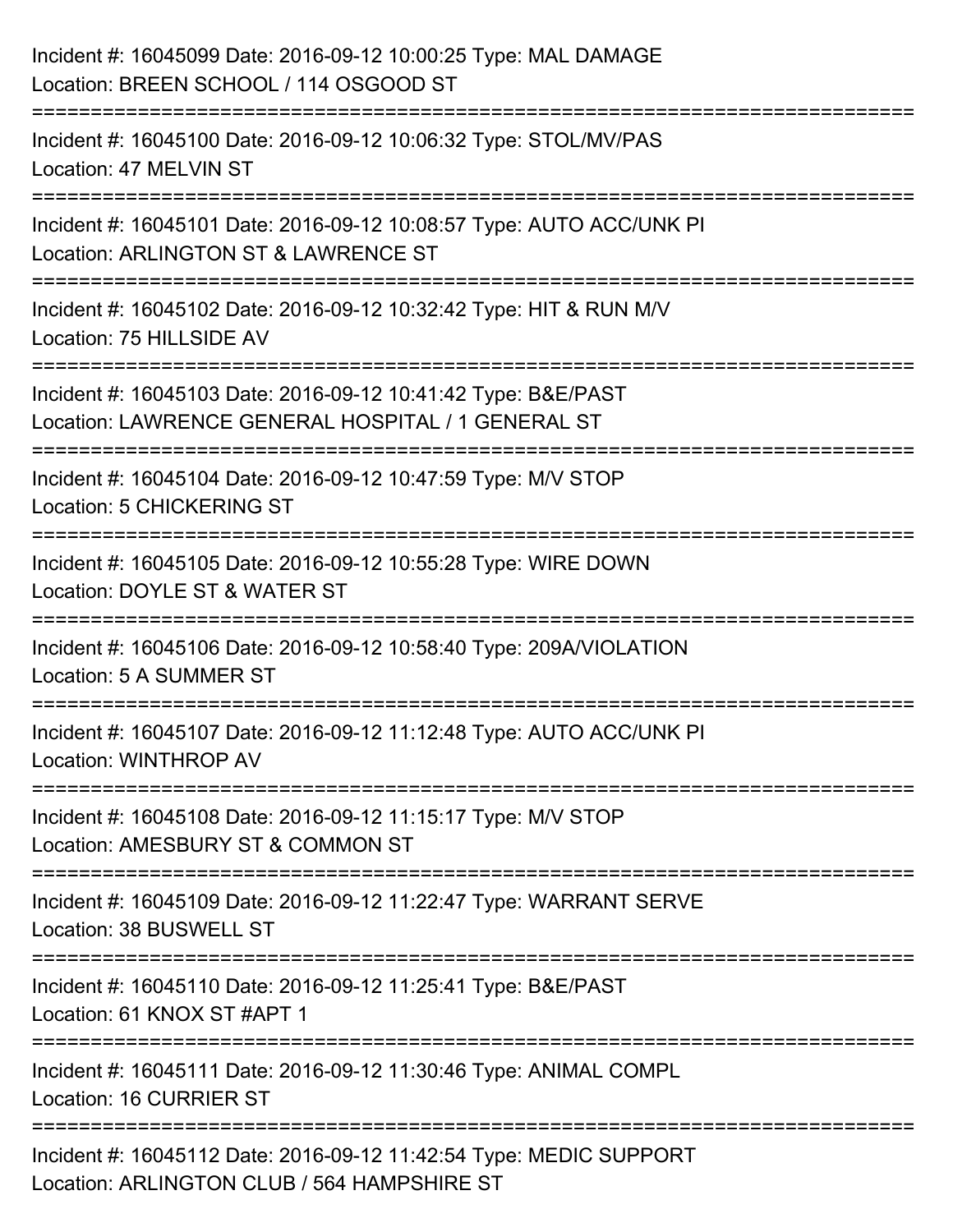Incident #: 16045099 Date: 2016-09-12 10:00:25 Type: MAL DAMAGE
Location: BREEN SCHOOL / 114 OSGOOD ST

===========================================================================

Incident #: 16045100 Date: 2016-09-12 10:06:32 Type: STOL/MV/PAS
Location: 47 MELVIN ST

===========================================================================

Incident #: 16045101 Date: 2016-09-12 10:08:57 Type: AUTO ACC/UNK PI
Location: ARLINGTON ST & LAWRENCE ST

===========================================================================

Incident #: 16045102 Date: 2016-09-12 10:32:42 Type: HIT & RUN M/V
Location: 75 HILLSIDE AV

===========================================================================

Incident #: 16045103 Date: 2016-09-12 10:41:42 Type: B&E/PAST
Location: LAWRENCE GENERAL HOSPITAL / 1 GENERAL ST

===========================================================================

Incident #: 16045104 Date: 2016-09-12 10:47:59 Type: M/V STOP
Location: 5 CHICKERING ST

===========================================================================

Incident #: 16045105 Date: 2016-09-12 10:55:28 Type: WIRE DOWN
Location: DOYLE ST & WATER ST

===========================================================================

Incident #: 16045106 Date: 2016-09-12 10:58:40 Type: 209A/VIOLATION
Location: 5 A SUMMER ST

===========================================================================

Incident #: 16045107 Date: 2016-09-12 11:12:48 Type: AUTO ACC/UNK PI
Location: WINTHROP AV

===========================================================================

Incident #: 16045108 Date: 2016-09-12 11:15:17 Type: M/V STOP
Location: AMESBURY ST & COMMON ST

===========================================================================

Incident #: 16045109 Date: 2016-09-12 11:22:47 Type: WARRANT SERVE
Location: 38 BUSWELL ST

===========================================================================

Incident #: 16045110 Date: 2016-09-12 11:25:41 Type: B&E/PAST
Location: 61 KNOX ST #APT 1

===========================================================================

Incident #: 16045111 Date: 2016-09-12 11:30:46 Type: ANIMAL COMPL
Location: 16 CURRIER ST

===========================================================================

Incident #: 16045112 Date: 2016-09-12 11:42:54 Type: MEDIC SUPPORT
Location: ARLINGTON CLUB / 564 HAMPSHIRE ST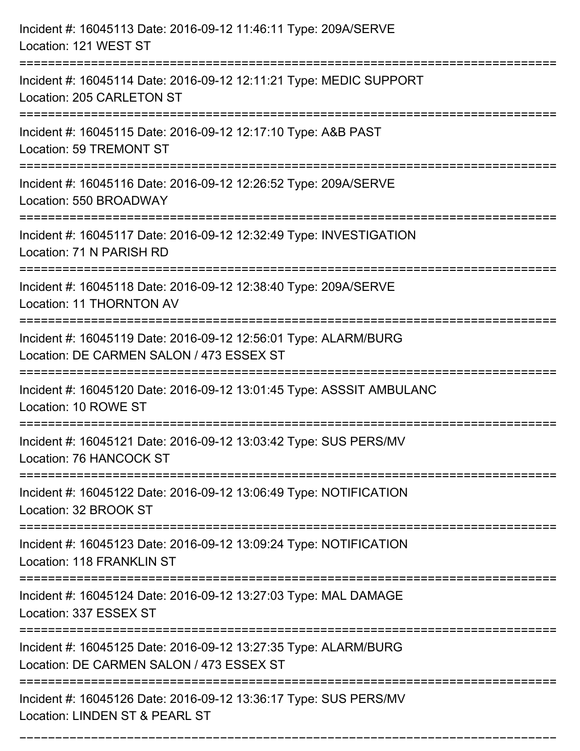Incident #: 16045113 Date: 2016-09-12 11:46:11 Type: 209A/SERVE
Location: 121 WEST ST

===========================================================================

Incident #: 16045114 Date: 2016-09-12 12:11:21 Type: MEDIC SUPPORT
Location: 205 CARLETON ST

===========================================================================

Incident #: 16045115 Date: 2016-09-12 12:17:10 Type: A&B PAST
Location: 59 TREMONT ST

===========================================================================

Incident #: 16045116 Date: 2016-09-12 12:26:52 Type: 209A/SERVE
Location: 550 BROADWAY

===========================================================================

Incident #: 16045117 Date: 2016-09-12 12:32:49 Type: INVESTIGATION
Location: 71 N PARISH RD

===========================================================================

Incident #: 16045118 Date: 2016-09-12 12:38:40 Type: 209A/SERVE
Location: 11 THORNTON AV

===========================================================================

Incident #: 16045119 Date: 2016-09-12 12:56:01 Type: ALARM/BURG
Location: DE CARMEN SALON / 473 ESSEX ST

===========================================================================

Incident #: 16045120 Date: 2016-09-12 13:01:45 Type: ASSSIT AMBULANC
Location: 10 ROWE ST

===========================================================================

Incident #: 16045121 Date: 2016-09-12 13:03:42 Type: SUS PERS/MV
Location: 76 HANCOCK ST

===========================================================================

Incident #: 16045122 Date: 2016-09-12 13:06:49 Type: NOTIFICATION
Location: 32 BROOK ST

===========================================================================

Incident #: 16045123 Date: 2016-09-12 13:09:24 Type: NOTIFICATION
Location: 118 FRANKLIN ST

===========================================================================

Incident #: 16045124 Date: 2016-09-12 13:27:03 Type: MAL DAMAGE
Location: 337 ESSEX ST

===========================================================================

Incident #: 16045125 Date: 2016-09-12 13:27:35 Type: ALARM/BURG
Location: DE CARMEN SALON / 473 ESSEX ST

===========================================================================

Incident #: 16045126 Date: 2016-09-12 13:36:17 Type: SUS PERS/MV
Location: LINDEN ST & PEARL ST

===========================================================================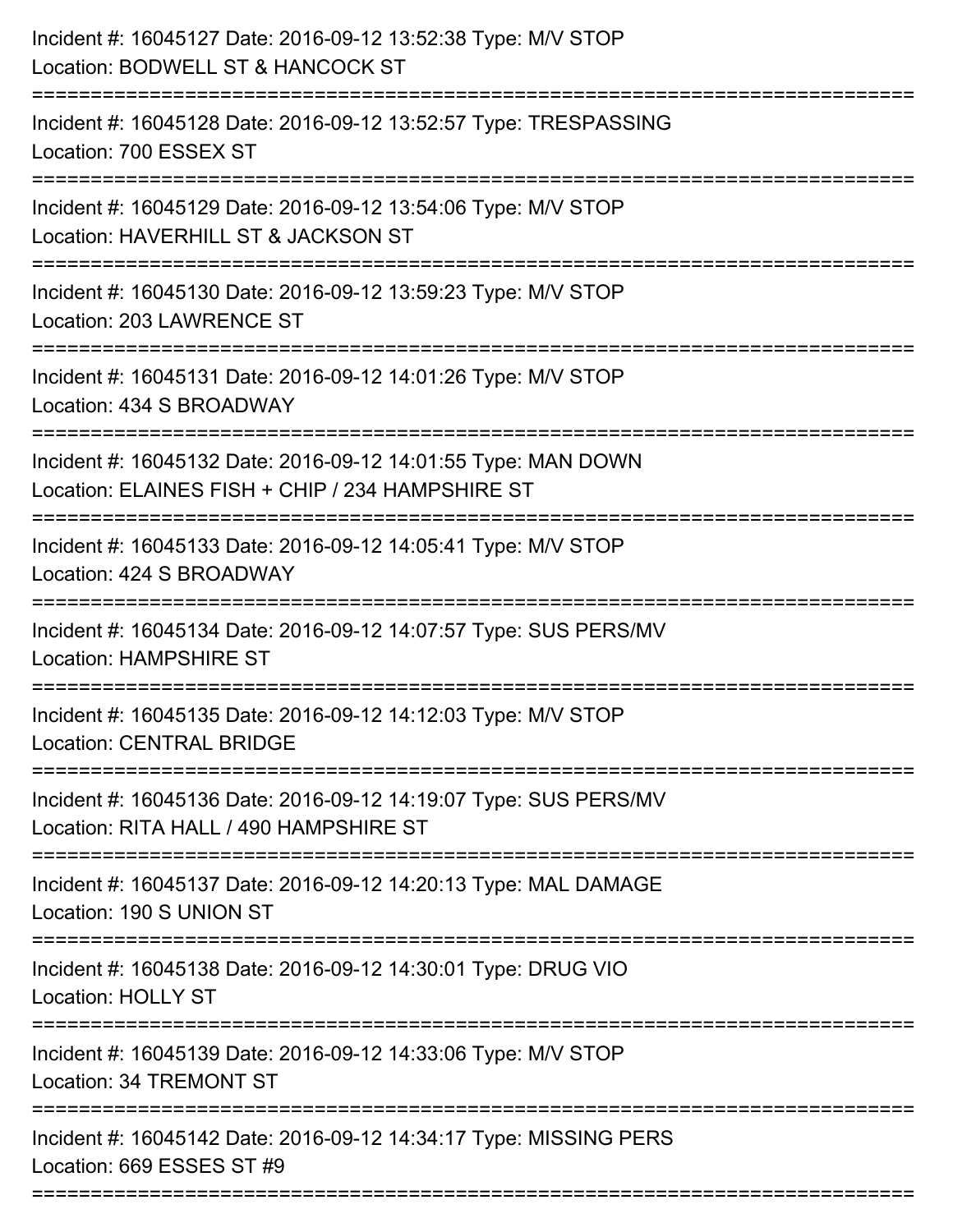Incident #: 16045127 Date: 2016-09-12 13:52:38 Type: M/V STOP
Location: BODWELL ST & HANCOCK ST

===========================================================================

Incident #: 16045128 Date: 2016-09-12 13:52:57 Type: TRESPASSING
Location: 700 ESSEX ST

===========================================================================

Incident #: 16045129 Date: 2016-09-12 13:54:06 Type: M/V STOP
Location: HAVERHILL ST & JACKSON ST

===========================================================================

Incident #: 16045130 Date: 2016-09-12 13:59:23 Type: M/V STOP
Location: 203 LAWRENCE ST

===========================================================================

Incident #: 16045131 Date: 2016-09-12 14:01:26 Type: M/V STOP
Location: 434 S BROADWAY

===========================================================================

Incident #: 16045132 Date: 2016-09-12 14:01:55 Type: MAN DOWN
Location: ELAINES FISH + CHIP / 234 HAMPSHIRE ST

===========================================================================

Incident #: 16045133 Date: 2016-09-12 14:05:41 Type: M/V STOP
Location: 424 S BROADWAY

===========================================================================

Incident #: 16045134 Date: 2016-09-12 14:07:57 Type: SUS PERS/MV
Location: HAMPSHIRE ST

===========================================================================

Incident #: 16045135 Date: 2016-09-12 14:12:03 Type: M/V STOP
Location: CENTRAL BRIDGE

===========================================================================

Incident #: 16045136 Date: 2016-09-12 14:19:07 Type: SUS PERS/MV
Location: RITA HALL / 490 HAMPSHIRE ST

===========================================================================

Incident #: 16045137 Date: 2016-09-12 14:20:13 Type: MAL DAMAGE
Location: 190 S UNION ST

===========================================================================

Incident #: 16045138 Date: 2016-09-12 14:30:01 Type: DRUG VIO
Location: HOLLY ST

===========================================================================

Incident #: 16045139 Date: 2016-09-12 14:33:06 Type: M/V STOP
Location: 34 TREMONT ST

===========================================================================

Incident #: 16045142 Date: 2016-09-12 14:34:17 Type: MISSING PERS
Location: 669 ESSES ST #9

===========================================================================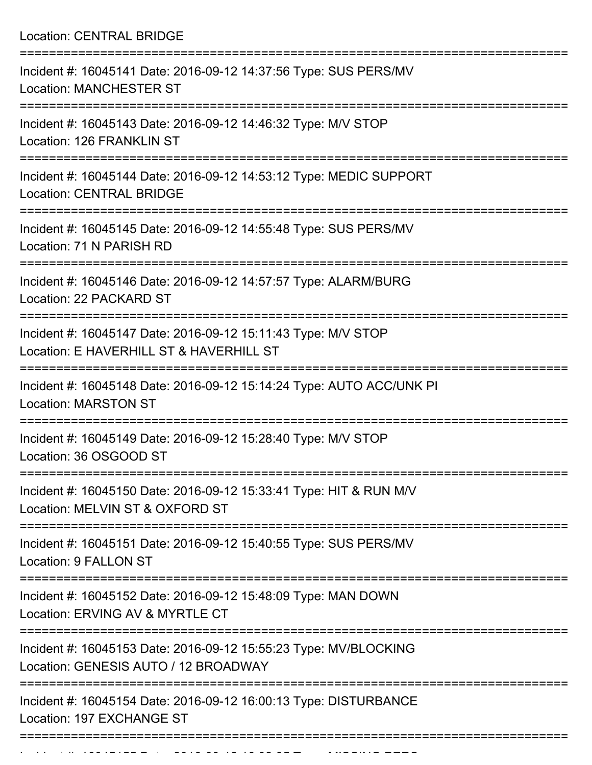Location: CENTRAL BRIDGE

===========================================================================

Incident #: 16045141 Date: 2016-09-12 14:37:56 Type: SUS PERS/MV
Location: MANCHESTER ST

===========================================================================

Incident #: 16045143 Date: 2016-09-12 14:46:32 Type: M/V STOP
Location: 126 FRANKLIN ST

===========================================================================

Incident #: 16045144 Date: 2016-09-12 14:53:12 Type: MEDIC SUPPORT
Location: CENTRAL BRIDGE

===========================================================================

Incident #: 16045145 Date: 2016-09-12 14:55:48 Type: SUS PERS/MV
Location: 71 N PARISH RD

===========================================================================

Incident #: 16045146 Date: 2016-09-12 14:57:57 Type: ALARM/BURG
Location: 22 PACKARD ST

===========================================================================

Incident #: 16045147 Date: 2016-09-12 15:11:43 Type: M/V STOP
Location: E HAVERHILL ST & HAVERHILL ST

===========================================================================

Incident #: 16045148 Date: 2016-09-12 15:14:24 Type: AUTO ACC/UNK PI
Location: MARSTON ST

===========================================================================

Incident #: 16045149 Date: 2016-09-12 15:28:40 Type: M/V STOP
Location: 36 OSGOOD ST

===========================================================================

Incident #: 16045150 Date: 2016-09-12 15:33:41 Type: HIT & RUN M/V
Location: MELVIN ST & OXFORD ST

===========================================================================

Incident #: 16045151 Date: 2016-09-12 15:40:55 Type: SUS PERS/MV
Location: 9 FALLON ST

===========================================================================

Incident #: 16045152 Date: 2016-09-12 15:48:09 Type: MAN DOWN
Location: ERVING AV & MYRTLE CT

===========================================================================

Incident #: 16045153 Date: 2016-09-12 15:55:23 Type: MV/BLOCKING
Location: GENESIS AUTO / 12 BROADWAY

===========================================================================

Incident #: 16045154 Date: 2016-09-12 16:00:13 Type: DISTURBANCE
Location: 197 EXCHANGE ST

===========================================================================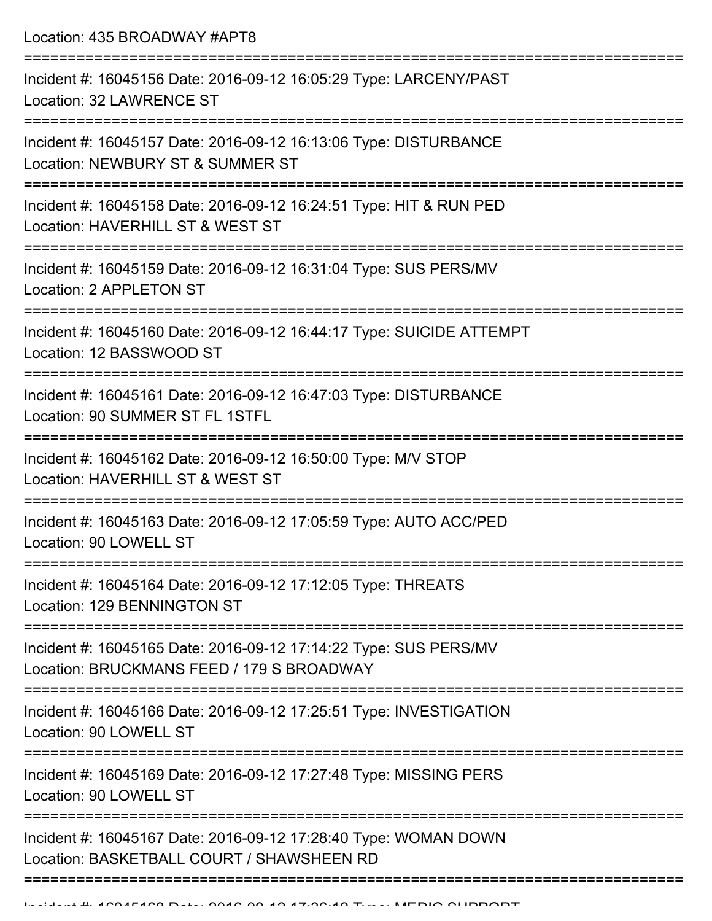Location: 435 BROADWAY #APT8

===========================================================================

Incident #: 16045156 Date: 2016-09-12 16:05:29 Type: LARCENY/PAST
Location: 32 LAWRENCE ST

===========================================================================

Incident #: 16045157 Date: 2016-09-12 16:13:06 Type: DISTURBANCE
Location: NEWBURY ST & SUMMER ST

===========================================================================

Incident #: 16045158 Date: 2016-09-12 16:24:51 Type: HIT & RUN PED
Location: HAVERHILL ST & WEST ST

===========================================================================

Incident #: 16045159 Date: 2016-09-12 16:31:04 Type: SUS PERS/MV
Location: 2 APPLETON ST

===========================================================================

Incident #: 16045160 Date: 2016-09-12 16:44:17 Type: SUICIDE ATTEMPT
Location: 12 BASSWOOD ST

===========================================================================

Incident #: 16045161 Date: 2016-09-12 16:47:03 Type: DISTURBANCE
Location: 90 SUMMER ST FL 1STFL

===========================================================================

Incident #: 16045162 Date: 2016-09-12 16:50:00 Type: M/V STOP
Location: HAVERHILL ST & WEST ST

===========================================================================

Incident #: 16045163 Date: 2016-09-12 17:05:59 Type: AUTO ACC/PED
Location: 90 LOWELL ST

===========================================================================

Incident #: 16045164 Date: 2016-09-12 17:12:05 Type: THREATS
Location: 129 BENNINGTON ST

===========================================================================

Incident #: 16045165 Date: 2016-09-12 17:14:22 Type: SUS PERS/MV
Location: BRUCKMANS FEED / 179 S BROADWAY

===========================================================================

Incident #: 16045166 Date: 2016-09-12 17:25:51 Type: INVESTIGATION
Location: 90 LOWELL ST

===========================================================================

Incident #: 16045169 Date: 2016-09-12 17:27:48 Type: MISSING PERS
Location: 90 LOWELL ST

===========================================================================

Incident #: 16045167 Date: 2016-09-12 17:28:40 Type: WOMAN DOWN
Location: BASKETBALL COURT / SHAWSHEEN RD

===========================================================================

Incident #: 16045168 Date: 2016-09-12 17:36:10 Type: MEDIC SUPPORT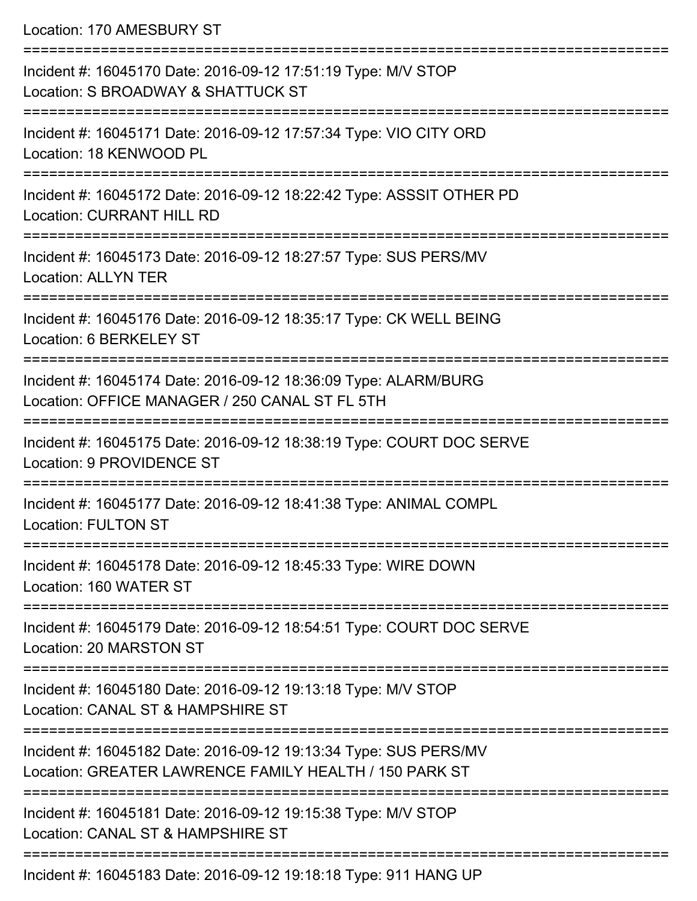Location: 170 AMESBURY ST

===========================================================================

Incident #: 16045170 Date: 2016-09-12 17:51:19 Type: M/V STOP
Location: S BROADWAY & SHATTUCK ST

===========================================================================

Incident #: 16045171 Date: 2016-09-12 17:57:34 Type: VIO CITY ORD
Location: 18 KENWOOD PL

===========================================================================

Incident #: 16045172 Date: 2016-09-12 18:22:42 Type: ASSSIT OTHER PD
Location: CURRANT HILL RD

===========================================================================

Incident #: 16045173 Date: 2016-09-12 18:27:57 Type: SUS PERS/MV
Location: ALLYN TER

===========================================================================

Incident #: 16045176 Date: 2016-09-12 18:35:17 Type: CK WELL BEING
Location: 6 BERKELEY ST

===========================================================================

Incident #: 16045174 Date: 2016-09-12 18:36:09 Type: ALARM/BURG
Location: OFFICE MANAGER / 250 CANAL ST FL 5TH

===========================================================================

Incident #: 16045175 Date: 2016-09-12 18:38:19 Type: COURT DOC SERVE
Location: 9 PROVIDENCE ST

===========================================================================

Incident #: 16045177 Date: 2016-09-12 18:41:38 Type: ANIMAL COMPL
Location: FULTON ST

===========================================================================

Incident #: 16045178 Date: 2016-09-12 18:45:33 Type: WIRE DOWN
Location: 160 WATER ST

===========================================================================

Incident #: 16045179 Date: 2016-09-12 18:54:51 Type: COURT DOC SERVE
Location: 20 MARSTON ST

===========================================================================

Incident #: 16045180 Date: 2016-09-12 19:13:18 Type: M/V STOP
Location: CANAL ST & HAMPSHIRE ST

===========================================================================

Incident #: 16045182 Date: 2016-09-12 19:13:34 Type: SUS PERS/MV
Location: GREATER LAWRENCE FAMILY HEALTH / 150 PARK ST

===========================================================================

Incident #: 16045181 Date: 2016-09-12 19:15:38 Type: M/V STOP
Location: CANAL ST & HAMPSHIRE ST

===========================================================================

Incident #: 16045183 Date: 2016-09-12 19:18:18 Type: 911 HANG UP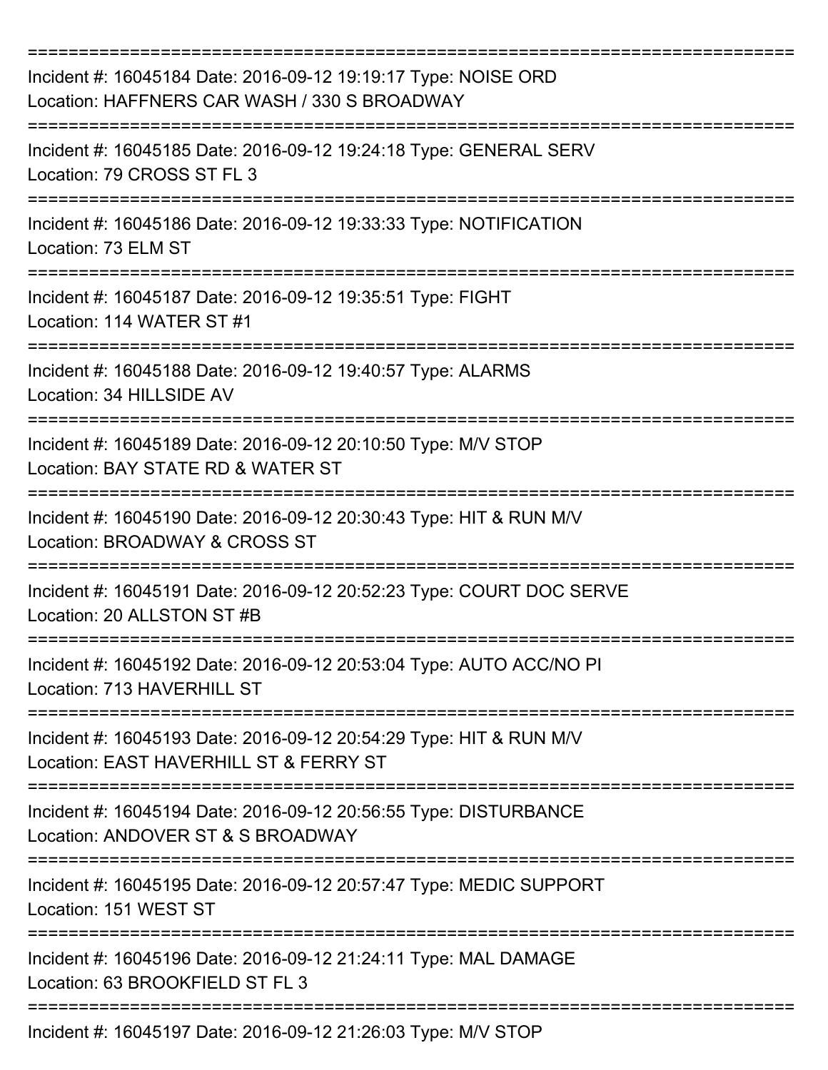===========================================================================

Incident #: 16045184 Date: 2016-09-12 19:19:17 Type: NOISE ORD
Location: HAFFNERS CAR WASH / 330 S BROADWAY

===========================================================================

Incident #: 16045185 Date: 2016-09-12 19:24:18 Type: GENERAL SERV
Location: 79 CROSS ST FL 3

===========================================================================

Incident #: 16045186 Date: 2016-09-12 19:33:33 Type: NOTIFICATION
Location: 73 ELM ST

===========================================================================

Incident #: 16045187 Date: 2016-09-12 19:35:51 Type: FIGHT
Location: 114 WATER ST #1

===========================================================================

Incident #: 16045188 Date: 2016-09-12 19:40:57 Type: ALARMS
Location: 34 HILLSIDE AV

===========================================================================

Incident #: 16045189 Date: 2016-09-12 20:10:50 Type: M/V STOP
Location: BAY STATE RD & WATER ST

===========================================================================

Incident #: 16045190 Date: 2016-09-12 20:30:43 Type: HIT & RUN M/V
Location: BROADWAY & CROSS ST

===========================================================================

Incident #: 16045191 Date: 2016-09-12 20:52:23 Type: COURT DOC SERVE
Location: 20 ALLSTON ST #B

===========================================================================

Incident #: 16045192 Date: 2016-09-12 20:53:04 Type: AUTO ACC/NO PI
Location: 713 HAVERHILL ST

===========================================================================

Incident #: 16045193 Date: 2016-09-12 20:54:29 Type: HIT & RUN M/V
Location: EAST HAVERHILL ST & FERRY ST

===========================================================================

Incident #: 16045194 Date: 2016-09-12 20:56:55 Type: DISTURBANCE
Location: ANDOVER ST & S BROADWAY

===========================================================================

Incident #: 16045195 Date: 2016-09-12 20:57:47 Type: MEDIC SUPPORT
Location: 151 WEST ST

===========================================================================

Incident #: 16045196 Date: 2016-09-12 21:24:11 Type: MAL DAMAGE
Location: 63 BROOKFIELD ST FL 3

===========================================================================

Incident #: 16045197 Date: 2016-09-12 21:26:03 Type: M/V STOP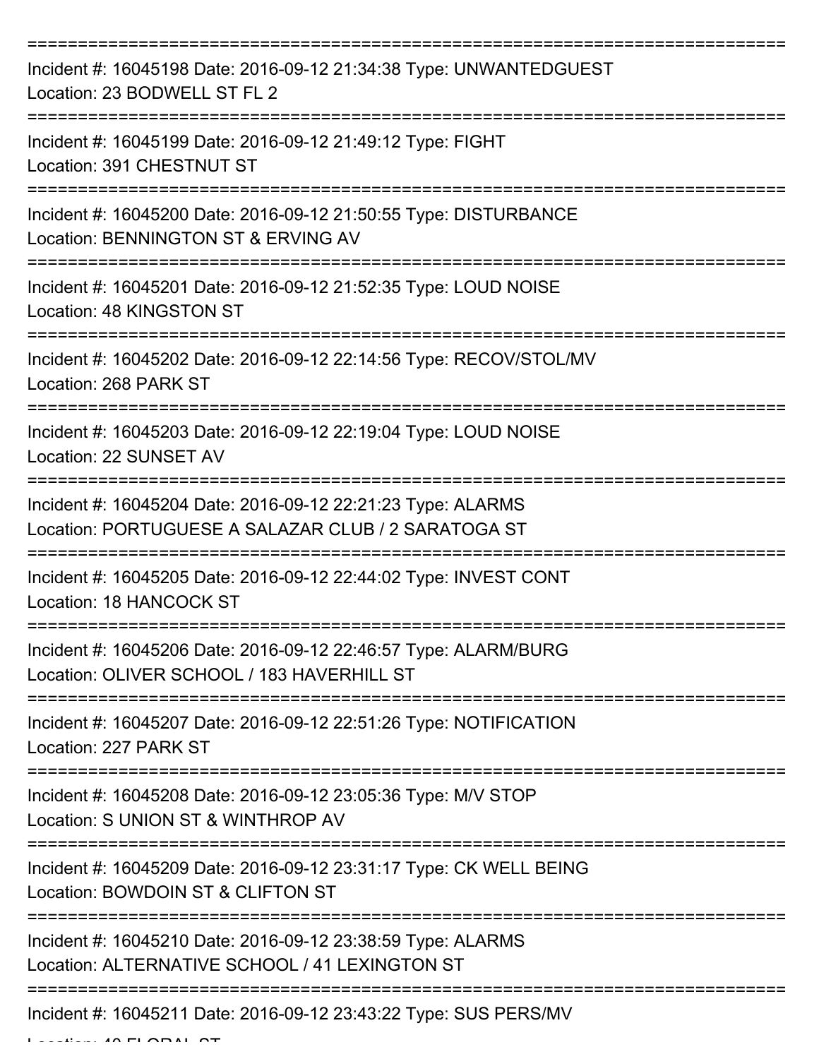===========================================================================

Incident #: 16045198 Date: 2016-09-12 21:34:38 Type: UNWANTEDGUEST
Location: 23 BODWELL ST FL 2

===========================================================================

Incident #: 16045199 Date: 2016-09-12 21:49:12 Type: FIGHT
Location: 391 CHESTNUT ST

===========================================================================

Incident #: 16045200 Date: 2016-09-12 21:50:55 Type: DISTURBANCE
Location: BENNINGTON ST & ERVING AV

===========================================================================

Incident #: 16045201 Date: 2016-09-12 21:52:35 Type: LOUD NOISE
Location: 48 KINGSTON ST

===========================================================================

Incident #: 16045202 Date: 2016-09-12 22:14:56 Type: RECOV/STOL/MV
Location: 268 PARK ST

===========================================================================

Incident #: 16045203 Date: 2016-09-12 22:19:04 Type: LOUD NOISE
Location: 22 SUNSET AV

===========================================================================

Incident #: 16045204 Date: 2016-09-12 22:21:23 Type: ALARMS
Location: PORTUGUESE A SALAZAR CLUB / 2 SARATOGA ST

===========================================================================

Incident #: 16045205 Date: 2016-09-12 22:44:02 Type: INVEST CONT
Location: 18 HANCOCK ST

===========================================================================

Incident #: 16045206 Date: 2016-09-12 22:46:57 Type: ALARM/BURG
Location: OLIVER SCHOOL / 183 HAVERHILL ST

===========================================================================

Incident #: 16045207 Date: 2016-09-12 22:51:26 Type: NOTIFICATION
Location: 227 PARK ST

===========================================================================

Incident #: 16045208 Date: 2016-09-12 23:05:36 Type: M/V STOP
Location: S UNION ST & WINTHROP AV

===========================================================================

Incident #: 16045209 Date: 2016-09-12 23:31:17 Type: CK WELL BEING
Location: BOWDOIN ST & CLIFTON ST

===========================================================================

Incident #: 16045210 Date: 2016-09-12 23:38:59 Type: ALARMS
Location: ALTERNATIVE SCHOOL / 41 LEXINGTON ST

===========================================================================

Incident #: 16045211 Date: 2016-09-12 23:43:22 Type: SUS PERS/MV
Location: 40 FLORAL ST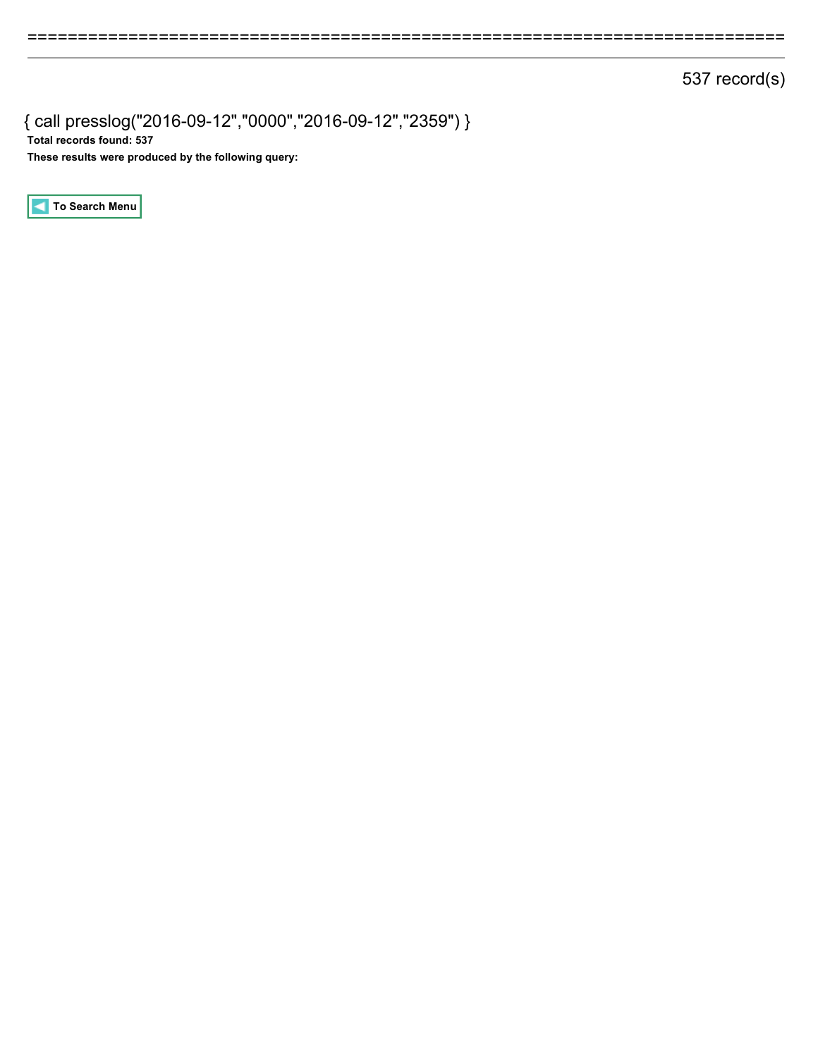==========================================================================

---

537 record(s)

{ call presslog("2016-09-12","0000","2016-09-12","2359") }

**Total records found: 537**

**These results were produced by the following query:**

**To Search Menu**